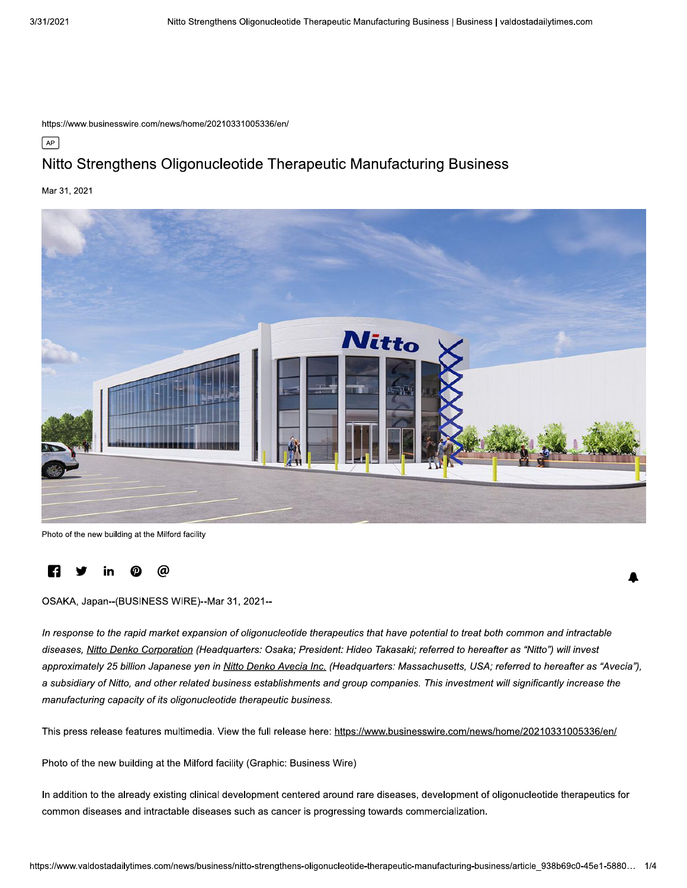https://www.businesswire.com/news/home/20210331005336/en/

AP

# Nitto Strengthens Oligonucleotide Therapeutic Manufacturing Business

Mar 31, 2021

Photo of the new building at the Milford facility

OSAKA, Japan--(BUSINESS WIRE)--Mar 31, 2021--

*In response to the rapid market expansion of oligonucleotide therapeutics that have potential to treat both common and intractable diseases, [Nitto Denko Corporation](#) (Headquarters: Osaka; President: Hideo Takasaki; referred to hereafter as "Nitto") will invest approximately 25 billion Japanese yen in [Nitto Denko Avecia Inc.](#) (Headquarters: Massachusetts, USA; referred to hereafter as "Avecia"), a subsidiary of Nitto, and other related business establishments and group companies. This investment will significantly increase the manufacturing capacity of its oligonucleotide therapeutic business.*

This press release features multimedia. View the full release here: https://www.businesswire.com/news/home/20210331005336/en/

Photo of the new building at the Milford facility (Graphic: Business Wire)

In addition to the already existing clinical development centered around rare diseases, development of oligonucleotide therapeutics for common diseases and intractable diseases such as cancer is progressing towards commercialization.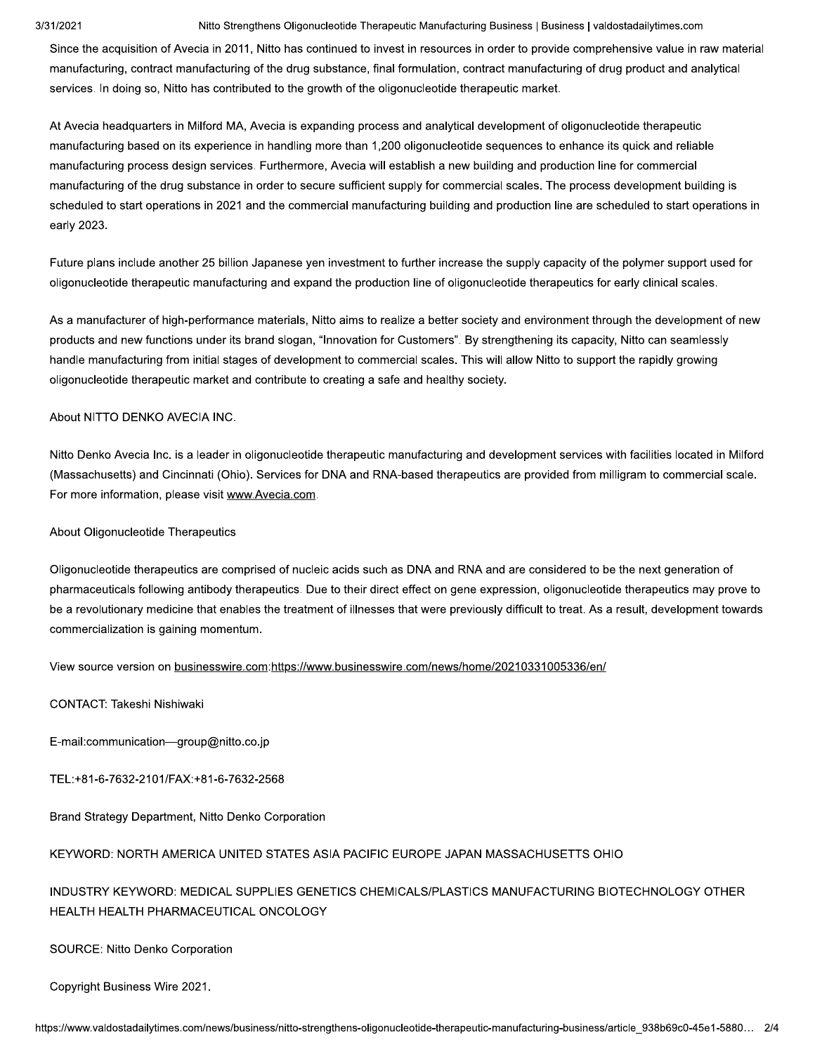Since the acquisition of Avecia in 2011, Nitto has continued to invest in resources in order to provide comprehensive value in raw material manufacturing, contract manufacturing of the drug substance, final formulation, contract manufacturing of drug product and analytical services. In doing so, Nitto has contributed to the growth of the oligonucleotide therapeutic market.

At Avecia headquarters in Milford MA, Avecia is expanding process and analytical development of oligonucleotide therapeutic manufacturing based on its experience in handling more than 1,200 oligonucleotide sequences to enhance its quick and reliable manufacturing process design services. Furthermore, Avecia will establish a new building and production line for commercial manufacturing of the drug substance in order to secure sufficient supply for commercial scales. The process development building is scheduled to start operations in 2021 and the commercial manufacturing building and production line are scheduled to start operations in early 2023.

Future plans include another 25 billion Japanese yen investment to further increase the supply capacity of the polymer support used for oligonucleotide therapeutic manufacturing and expand the production line of oligonucleotide therapeutics for early clinical scales.

As a manufacturer of high-performance materials, Nitto aims to realize a better society and environment through the development of new products and new functions under its brand slogan, "Innovation for Customers". By strengthening its capacity, Nitto can seamlessly handle manufacturing from initial stages of development to commercial scales. This will allow Nitto to support the rapidly growing oligonucleotide therapeutic market and contribute to creating a safe and healthy society.

About NITTO DENKO AVECIA INC.

Nitto Denko Avecia Inc. is a leader in oligonucleotide therapeutic manufacturing and development services with facilities located in Milford (Massachusetts) and Cincinnati (Ohio). Services for DNA and RNA-based therapeutics are provided from milligram to commercial scale. For more information, please visit www.Avecia.com.

About Oligonucleotide Therapeutics

Oligonucleotide therapeutics are comprised of nucleic acids such as DNA and RNA and are considered to be the next generation of pharmaceuticals following antibody therapeutics. Due to their direct effect on gene expression, oligonucleotide therapeutics may prove to be a revolutionary medicine that enables the treatment of illnesses that were previously difficult to treat. As a result, development towards commercialization is gaining momentum.

View source version on businesswire.com:https://www.businesswire.com/news/home/20210331005336/en/

CONTACT: Takeshi Nishiwaki

E-mail:communication—group@nitto.co.jp

TEL:+81-6-7632-2101/FAX:+81-6-7632-2568

Brand Strategy Department, Nitto Denko Corporation

KEYWORD: NORTH AMERICA UNITED STATES ASIA PACIFIC EUROPE JAPAN MASSACHUSETTS OHIO

INDUSTRY KEYWORD: MEDICAL SUPPLIES GENETICS CHEMICALS/PLASTICS MANUFACTURING BIOTECHNOLOGY OTHER HEALTH HEALTH PHARMACEUTICAL ONCOLOGY

SOURCE: Nitto Denko Corporation

Copyright Business Wire 2021.